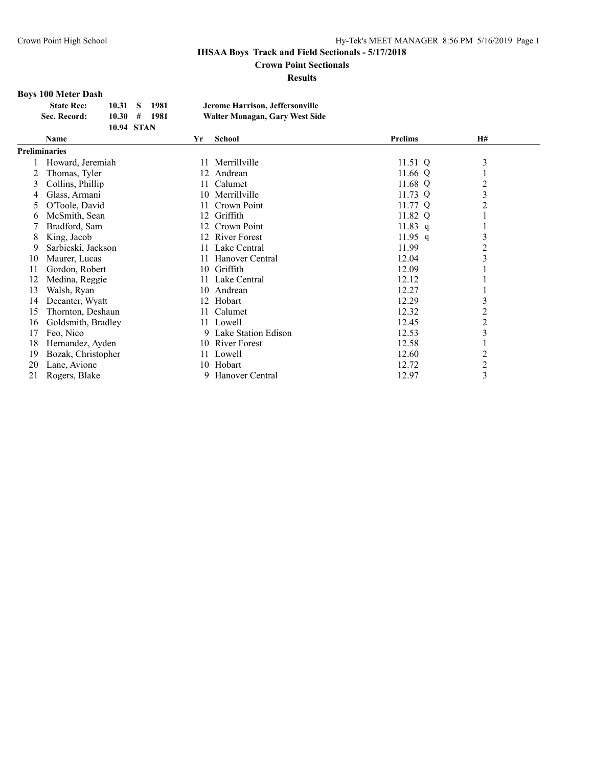**IHSAA Boys Track and Field Sectionals - 5/17/2018**

**Crown Point Sectionals**

**Results**

### Boys 100 Meter Dash

| | | | | |
|---|---|---|---|---|
| **State Rec:** | **10.31** | **S** | **1981** | **Jerome Harrison, Jeffersonville** |
| **Sec. Record:** | **10.30** | **#** | **1981** | **Walter Monagan, Gary West Side** |
| | **10.94** | **STAN** | | |

| | Name | Yr | School | Prelims | H# |
|---|---|---|---|---|---|
| **Preliminaries** | | | | | |
| 1 | Howard, Jeremiah | 11 | Merrillville | 11.51 Q | 3 |
| 2 | Thomas, Tyler | 12 | Andrean | 11.66 Q | 1 |
| 3 | Collins, Phillip | 11 | Calumet | 11.68 Q | 2 |
| 4 | Glass, Armani | 10 | Merrillville | 11.73 Q | 3 |
| 5 | O'Toole, David | 11 | Crown Point | 11.77 Q | 2 |
| 6 | McSmith, Sean | 12 | Griffith | 11.82 Q | 1 |
| 7 | Bradford, Sam | 12 | Crown Point | 11.83 q | 1 |
| 8 | King, Jacob | 12 | River Forest | 11.95 q | 3 |
| 9 | Sarbieski, Jackson | 11 | Lake Central | 11.99 | 2 |
| 10 | Maurer, Lucas | 11 | Hanover Central | 12.04 | 3 |
| 11 | Gordon, Robert | 10 | Griffith | 12.09 | 1 |
| 12 | Medina, Reggie | 11 | Lake Central | 12.12 | 1 |
| 13 | Walsh, Ryan | 10 | Andrean | 12.27 | 1 |
| 14 | Decanter, Wyatt | 12 | Hobart | 12.29 | 3 |
| 15 | Thornton, Deshaun | 11 | Calumet | 12.32 | 2 |
| 16 | Goldsmith, Bradley | 11 | Lowell | 12.45 | 2 |
| 17 | Feo, Nico | 9 | Lake Station Edison | 12.53 | 3 |
| 18 | Hernandez, Ayden | 10 | River Forest | 12.58 | 1 |
| 19 | Bozak, Christopher | 11 | Lowell | 12.60 | 2 |
| 20 | Lane, Avione | 10 | Hobart | 12.72 | 2 |
| 21 | Rogers, Blake | 9 | Hanover Central | 12.97 | 3 |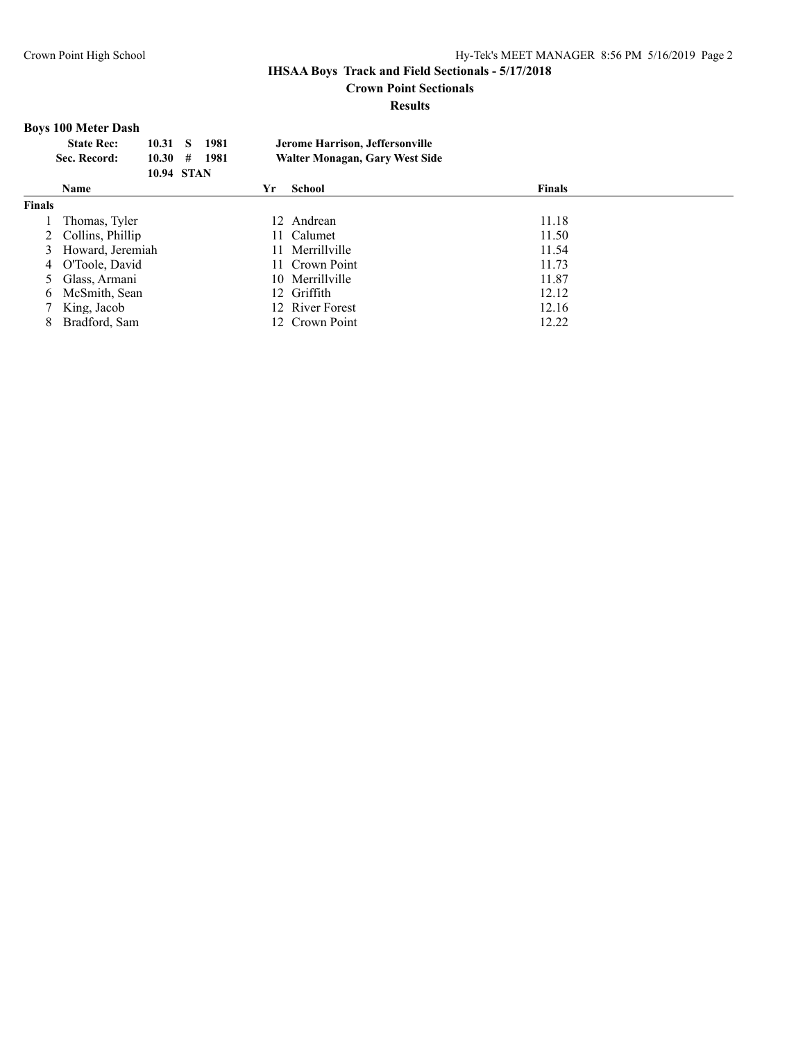### IHSAA Boys Track and Field Sectionals - 5/17/2018

**Crown Point Sectionals**

**Results**

**Boys 100 Meter Dash**

| | | | | |
|---|---|---|---|---|
| **State Rec:** | **10.31** | **S** | **1981** | **Jerome Harrison, Jeffersonville** |
| **Sec. Record:** | **10.30** | **#** | **1981** | **Walter Monagan, Gary West Side** |
| | **10.94** | **STAN** | | |

**Finals**

| | Name | Yr | School | Finals |
|---|---|---|---|---|
| 1 | Thomas, Tyler | 12 | Andrean | 11.18 |
| 2 | Collins, Phillip | 11 | Calumet | 11.50 |
| 3 | Howard, Jeremiah | 11 | Merrillville | 11.54 |
| 4 | O'Toole, David | 11 | Crown Point | 11.73 |
| 5 | Glass, Armani | 10 | Merrillville | 11.87 |
| 6 | McSmith, Sean | 12 | Griffith | 12.12 |
| 7 | King, Jacob | 12 | River Forest | 12.16 |
| 8 | Bradford, Sam | 12 | Crown Point | 12.22 |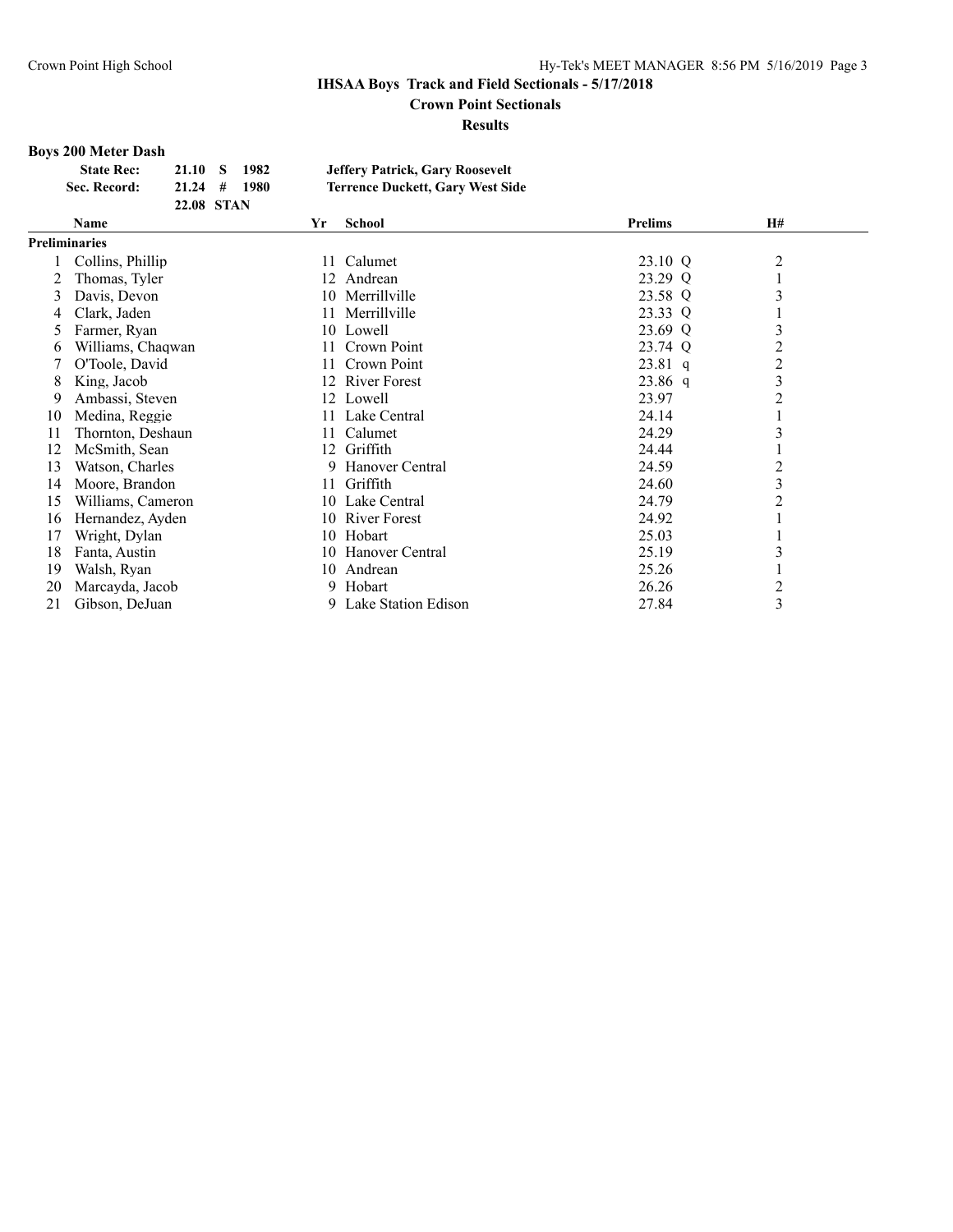# IHSAA Boys Track and Field Sectionals - 5/17/2018

## Crown Point Sectionals

### Results

**Boys 200 Meter Dash**

| | | | | |
|---|---|---|---|---|
| **State Rec:** | **21.10** | **S** | **1982** | **Jeffery Patrick, Gary Roosevelt** |
| **Sec. Record:** | **21.24** | **#** | **1980** | **Terrence Duckett, Gary West Side** |
| | **22.08** | **STAN** | | |

| | Name | Yr | School | Prelims | | H# |
|---|---|---|---|---|---|---|
| **Preliminaries** | | | | | | |
| 1 | Collins, Phillip | 11 | Calumet | 23.10 | Q | 2 |
| 2 | Thomas, Tyler | 12 | Andrean | 23.29 | Q | 1 |
| 3 | Davis, Devon | 10 | Merrillville | 23.58 | Q | 3 |
| 4 | Clark, Jaden | 11 | Merrillville | 23.33 | Q | 1 |
| 5 | Farmer, Ryan | 10 | Lowell | 23.69 | Q | 3 |
| 6 | Williams, Chaqwan | 11 | Crown Point | 23.74 | Q | 2 |
| 7 | O'Toole, David | 11 | Crown Point | 23.81 | q | 2 |
| 8 | King, Jacob | 12 | River Forest | 23.86 | q | 3 |
| 9 | Ambassi, Steven | 12 | Lowell | 23.97 | | 2 |
| 10 | Medina, Reggie | 11 | Lake Central | 24.14 | | 1 |
| 11 | Thornton, Deshaun | 11 | Calumet | 24.29 | | 3 |
| 12 | McSmith, Sean | 12 | Griffith | 24.44 | | 1 |
| 13 | Watson, Charles | 9 | Hanover Central | 24.59 | | 2 |
| 14 | Moore, Brandon | 11 | Griffith | 24.60 | | 3 |
| 15 | Williams, Cameron | 10 | Lake Central | 24.79 | | 2 |
| 16 | Hernandez, Ayden | 10 | River Forest | 24.92 | | 1 |
| 17 | Wright, Dylan | 10 | Hobart | 25.03 | | 1 |
| 18 | Fanta, Austin | 10 | Hanover Central | 25.19 | | 3 |
| 19 | Walsh, Ryan | 10 | Andrean | 25.26 | | 1 |
| 20 | Marcayda, Jacob | 9 | Hobart | 26.26 | | 2 |
| 21 | Gibson, DeJuan | 9 | Lake Station Edison | 27.84 | | 3 |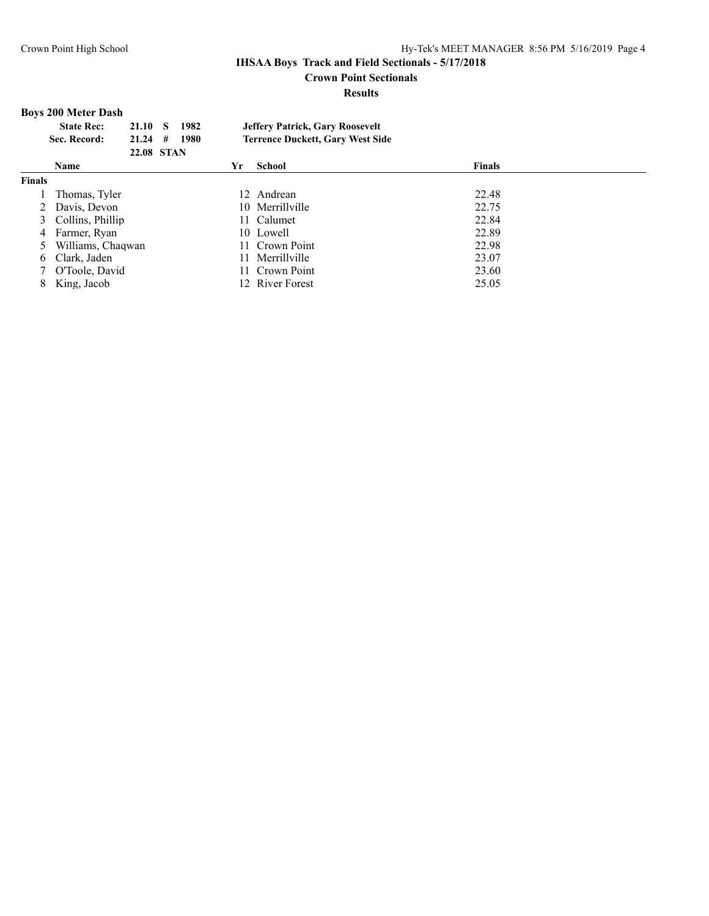## IHSAA Boys Track and Field Sectionals - 5/17/2018

### Crown Point Sectionals

### Results

**Boys 200 Meter Dash**

| | | | | | |
|---|---|---|---|---|---|
| **State Rec:** | **21.10** | **S** | **1982** | **Jeffery Patrick, Gary Roosevelt** | |
| **Sec. Record:** | **21.24** | **#** | **1980** | **Terrence Duckett, Gary West Side** | |
| | **22.08** | **STAN** | | | |

| | Name | Yr | School | Finals |
|---|---|---|---|---|
| **Finals** | | | | |
| 1 | Thomas, Tyler | 12 | Andrean | 22.48 |
| 2 | Davis, Devon | 10 | Merrillville | 22.75 |
| 3 | Collins, Phillip | 11 | Calumet | 22.84 |
| 4 | Farmer, Ryan | 10 | Lowell | 22.89 |
| 5 | Williams, Chaqwan | 11 | Crown Point | 22.98 |
| 6 | Clark, Jaden | 11 | Merrillville | 23.07 |
| 7 | O'Toole, David | 11 | Crown Point | 23.60 |
| 8 | King, Jacob | 12 | River Forest | 25.05 |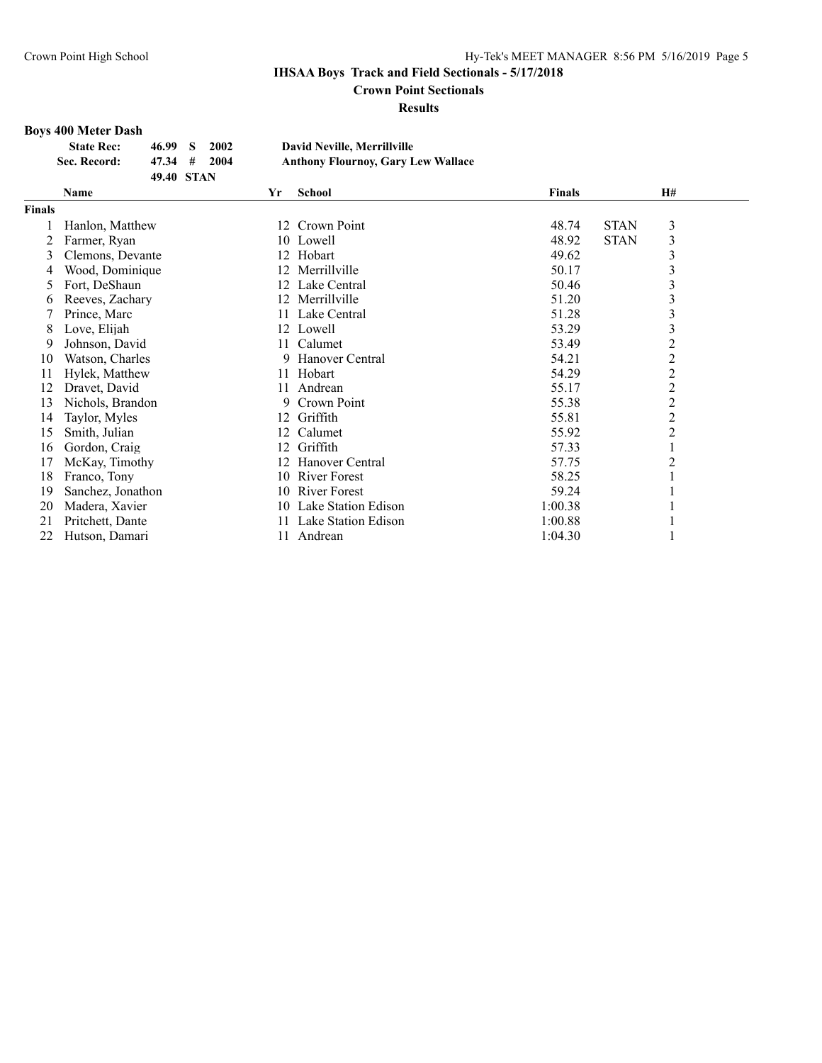## IHSAA Boys Track and Field Sectionals - 5/17/2018

### Crown Point Sectionals

### Results

**Boys 400 Meter Dash**

| | | | | |
|---|---|---|---|---|
| **State Rec:** | 46.99 | S | 2002 | **David Neville, Merrillville** |
| **Sec. Record:** | 47.34 | # | 2004 | **Anthony Flournoy, Gary Lew Wallace** |
| | 49.40 | STAN | | |

| | Name | Yr | School | Finals | | H# |
|---|---|---|---|---|---|---|
| **Finals** | | | | | | |
| 1 | Hanlon, Matthew | 12 | Crown Point | 48.74 | STAN | 3 |
| 2 | Farmer, Ryan | 10 | Lowell | 48.92 | STAN | 3 |
| 3 | Clemons, Devante | 12 | Hobart | 49.62 | | 3 |
| 4 | Wood, Dominique | 12 | Merrillville | 50.17 | | 3 |
| 5 | Fort, DeShaun | 12 | Lake Central | 50.46 | | 3 |
| 6 | Reeves, Zachary | 12 | Merrillville | 51.20 | | 3 |
| 7 | Prince, Marc | 11 | Lake Central | 51.28 | | 3 |
| 8 | Love, Elijah | 12 | Lowell | 53.29 | | 3 |
| 9 | Johnson, David | 11 | Calumet | 53.49 | | 2 |
| 10 | Watson, Charles | 9 | Hanover Central | 54.21 | | 2 |
| 11 | Hylek, Matthew | 11 | Hobart | 54.29 | | 2 |
| 12 | Dravet, David | 11 | Andrean | 55.17 | | 2 |
| 13 | Nichols, Brandon | 9 | Crown Point | 55.38 | | 2 |
| 14 | Taylor, Myles | 12 | Griffith | 55.81 | | 2 |
| 15 | Smith, Julian | 12 | Calumet | 55.92 | | 2 |
| 16 | Gordon, Craig | 12 | Griffith | 57.33 | | 1 |
| 17 | McKay, Timothy | 12 | Hanover Central | 57.75 | | 2 |
| 18 | Franco, Tony | 10 | River Forest | 58.25 | | 1 |
| 19 | Sanchez, Jonathon | 10 | River Forest | 59.24 | | 1 |
| 20 | Madera, Xavier | 10 | Lake Station Edison | 1:00.38 | | 1 |
| 21 | Pritchett, Dante | 11 | Lake Station Edison | 1:00.88 | | 1 |
| 22 | Hutson, Damari | 11 | Andrean | 1:04.30 | | 1 |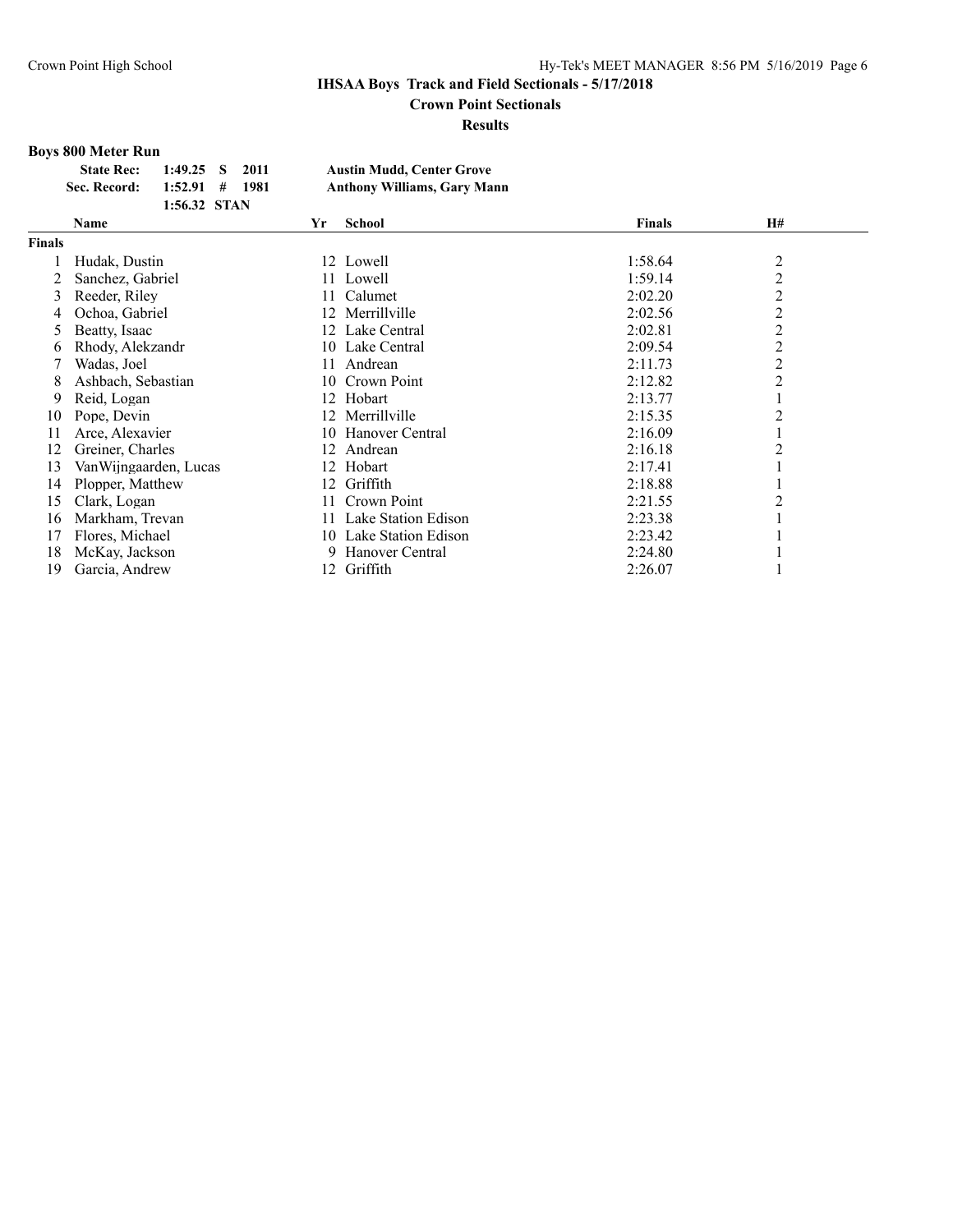**IHSAA Boys Track and Field Sectionals - 5/17/2018**

**Crown Point Sectionals**

**Results**

### Boys 800 Meter Run

| | | | |
|---|---|---|---|
| **State Rec:** | **1:49.25 S 2011** | **Austin Mudd, Center Grove** | |
| **Sec. Record:** | **1:52.91 # 1981** | **Anthony Williams, Gary Mann** | |
| | **1:56.32 STAN** | | |

| | Name | Yr | School | Finals | H# |
|---|---|---|---|---|---|
| **Finals** | | | | | |
| 1 | Hudak, Dustin | 12 | Lowell | 1:58.64 | 2 |
| 2 | Sanchez, Gabriel | 11 | Lowell | 1:59.14 | 2 |
| 3 | Reeder, Riley | 11 | Calumet | 2:02.20 | 2 |
| 4 | Ochoa, Gabriel | 12 | Merrillville | 2:02.56 | 2 |
| 5 | Beatty, Isaac | 12 | Lake Central | 2:02.81 | 2 |
| 6 | Rhody, Alekzandr | 10 | Lake Central | 2:09.54 | 2 |
| 7 | Wadas, Joel | 11 | Andrean | 2:11.73 | 2 |
| 8 | Ashbach, Sebastian | 10 | Crown Point | 2:12.82 | 2 |
| 9 | Reid, Logan | 12 | Hobart | 2:13.77 | 1 |
| 10 | Pope, Devin | 12 | Merrillville | 2:15.35 | 2 |
| 11 | Arce, Alexavier | 10 | Hanover Central | 2:16.09 | 1 |
| 12 | Greiner, Charles | 12 | Andrean | 2:16.18 | 2 |
| 13 | VanWijngaarden, Lucas | 12 | Hobart | 2:17.41 | 1 |
| 14 | Plopper, Matthew | 12 | Griffith | 2:18.88 | 1 |
| 15 | Clark, Logan | 11 | Crown Point | 2:21.55 | 2 |
| 16 | Markham, Trevan | 11 | Lake Station Edison | 2:23.38 | 1 |
| 17 | Flores, Michael | 10 | Lake Station Edison | 2:23.42 | 1 |
| 18 | McKay, Jackson | 9 | Hanover Central | 2:24.80 | 1 |
| 19 | Garcia, Andrew | 12 | Griffith | 2:26.07 | 1 |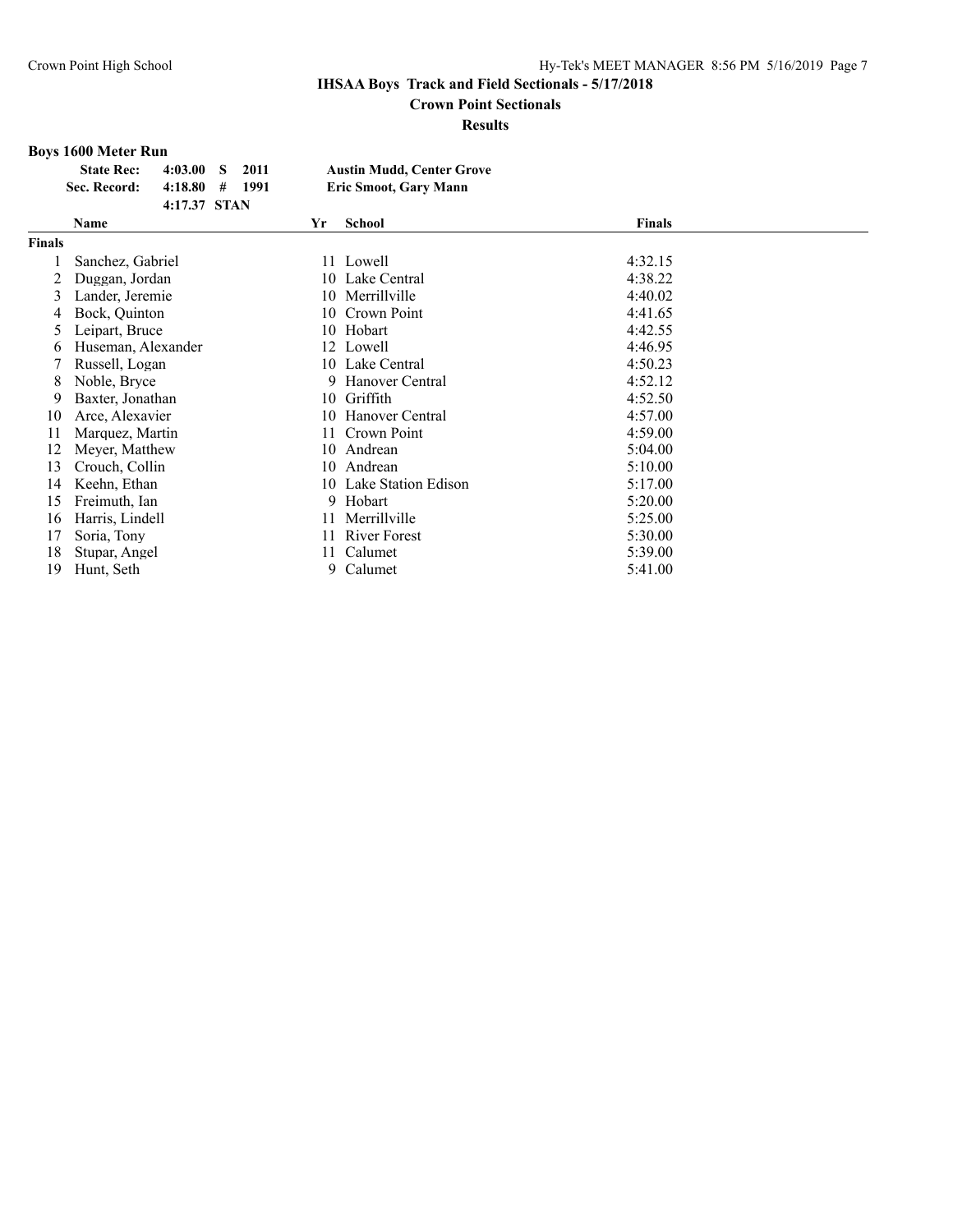IHSAA Boys Track and Field Sectionals - 5/17/2018

Crown Point Sectionals

Results

### Boys 1600 Meter Run

| | | | | |
|---|---|---|---|---|
| State Rec: | 4:03.00 | S | 2011 | Austin Mudd, Center Grove |
| Sec. Record: | 4:18.80 | # | 1991 | Eric Smoot, Gary Mann |
| | 4:17.37 | STAN | | |

| | Name | Yr | School | Finals |
|---|---|---|---|---|
| **Finals** | | | | |
| 1 | Sanchez, Gabriel | 11 | Lowell | 4:32.15 |
| 2 | Duggan, Jordan | 10 | Lake Central | 4:38.22 |
| 3 | Lander, Jeremie | 10 | Merrillville | 4:40.02 |
| 4 | Bock, Quinton | 10 | Crown Point | 4:41.65 |
| 5 | Leipart, Bruce | 10 | Hobart | 4:42.55 |
| 6 | Huseman, Alexander | 12 | Lowell | 4:46.95 |
| 7 | Russell, Logan | 10 | Lake Central | 4:50.23 |
| 8 | Noble, Bryce | 9 | Hanover Central | 4:52.12 |
| 9 | Baxter, Jonathan | 10 | Griffith | 4:52.50 |
| 10 | Arce, Alexavier | 10 | Hanover Central | 4:57.00 |
| 11 | Marquez, Martin | 11 | Crown Point | 4:59.00 |
| 12 | Meyer, Matthew | 10 | Andrean | 5:04.00 |
| 13 | Crouch, Collin | 10 | Andrean | 5:10.00 |
| 14 | Keehn, Ethan | 10 | Lake Station Edison | 5:17.00 |
| 15 | Freimuth, Ian | 9 | Hobart | 5:20.00 |
| 16 | Harris, Lindell | 11 | Merrillville | 5:25.00 |
| 17 | Soria, Tony | 11 | River Forest | 5:30.00 |
| 18 | Stupar, Angel | 11 | Calumet | 5:39.00 |
| 19 | Hunt, Seth | 9 | Calumet | 5:41.00 |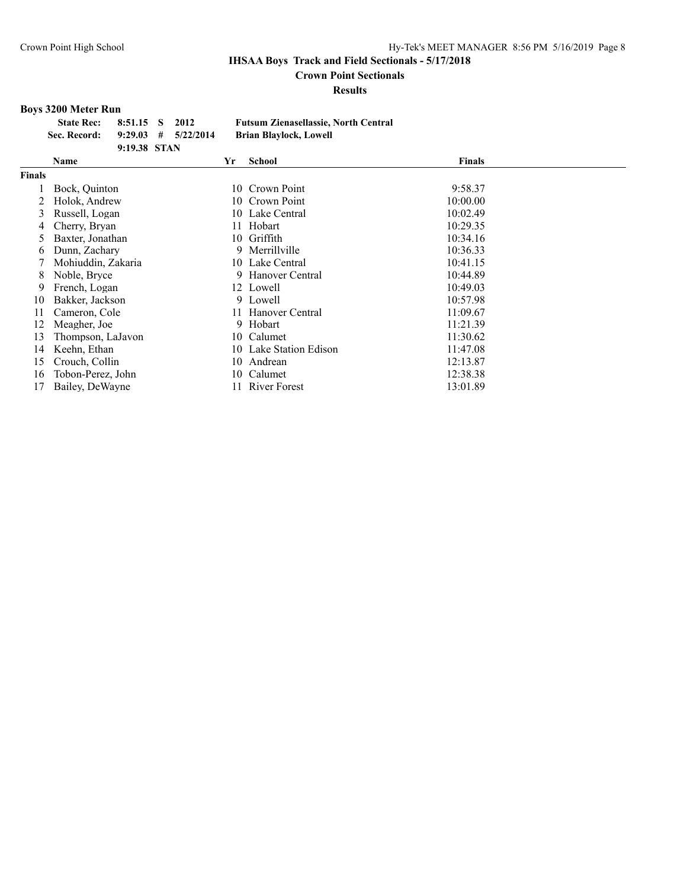**IHSAA Boys Track and Field Sectionals - 5/17/2018**

**Crown Point Sectionals**

**Results**

### Boys 3200 Meter Run

| | | | | |
|---|---|---|---|---|
| **State Rec:** | **8:51.15** | **S** | **2012** | **Futsum Zienasellassie, North Central** |
| **Sec. Record:** | **9:29.03** | **#** | **5/22/2014** | **Brian Blaylock, Lowell** |
| | **9:19.38** | **STAN** | | |

| | Name | Yr | School | Finals |
|---|---|---|---|---|
| **Finals** | | | | |
| 1 | Bock, Quinton | 10 | Crown Point | 9:58.37 |
| 2 | Holok, Andrew | 10 | Crown Point | 10:00.00 |
| 3 | Russell, Logan | 10 | Lake Central | 10:02.49 |
| 4 | Cherry, Bryan | 11 | Hobart | 10:29.35 |
| 5 | Baxter, Jonathan | 10 | Griffith | 10:34.16 |
| 6 | Dunn, Zachary | 9 | Merrillville | 10:36.33 |
| 7 | Mohiuddin, Zakaria | 10 | Lake Central | 10:41.15 |
| 8 | Noble, Bryce | 9 | Hanover Central | 10:44.89 |
| 9 | French, Logan | 12 | Lowell | 10:49.03 |
| 10 | Bakker, Jackson | 9 | Lowell | 10:57.98 |
| 11 | Cameron, Cole | 11 | Hanover Central | 11:09.67 |
| 12 | Meagher, Joe | 9 | Hobart | 11:21.39 |
| 13 | Thompson, LaJavon | 10 | Calumet | 11:30.62 |
| 14 | Keehn, Ethan | 10 | Lake Station Edison | 11:47.08 |
| 15 | Crouch, Collin | 10 | Andrean | 12:13.87 |
| 16 | Tobon-Perez, John | 10 | Calumet | 12:38.38 |
| 17 | Bailey, DeWayne | 11 | River Forest | 13:01.89 |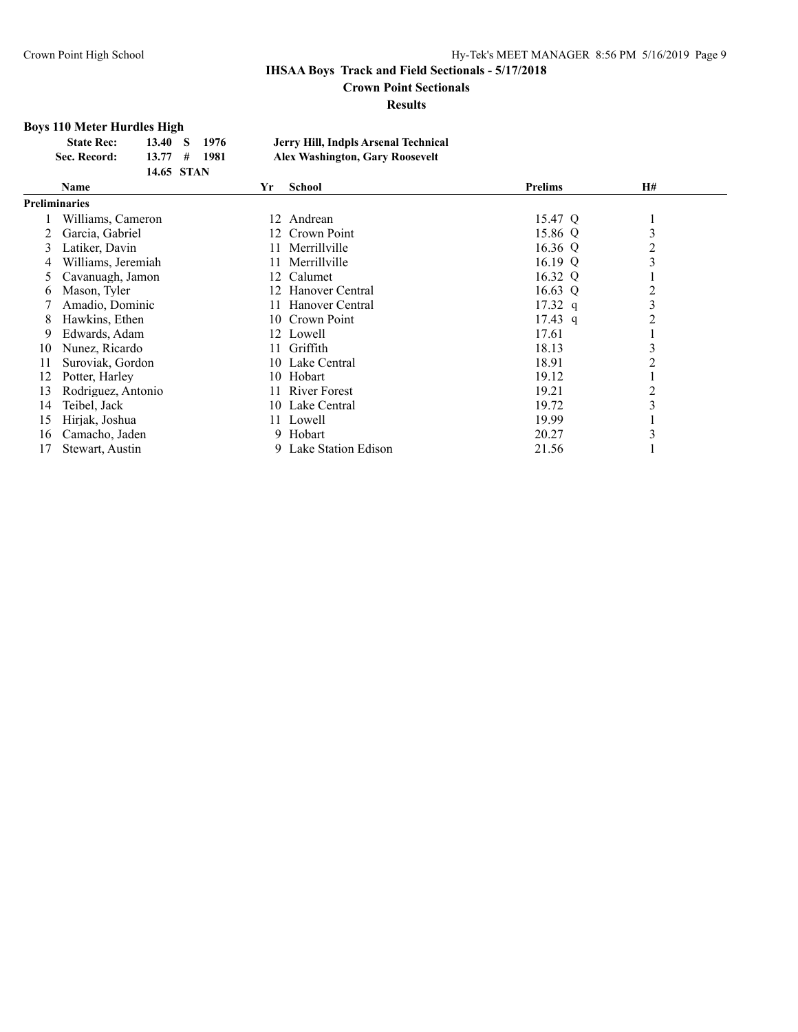## IHSAA Boys Track and Field Sectionals - 5/17/2018

### Crown Point Sectionals

### Results

**Boys 110 Meter Hurdles High**

| | | | | |
|---|---|---|---|---|
| **State Rec:** | **13.40** | **S** | **1976** | **Jerry Hill, Indpls Arsenal Technical** |
| **Sec. Record:** | **13.77** | **#** | **1981** | **Alex Washington, Gary Roosevelt** |
| | **14.65** | **STAN** | | |

| | Name | Yr | School | Prelims | H# |
|---|---|---|---|---|---|
| **Preliminaries** | | | | | |
| 1 | Williams, Cameron | 12 | Andrean | 15.47 Q | 1 |
| 2 | Garcia, Gabriel | 12 | Crown Point | 15.86 Q | 3 |
| 3 | Latiker, Davin | 11 | Merrillville | 16.36 Q | 2 |
| 4 | Williams, Jeremiah | 11 | Merrillville | 16.19 Q | 3 |
| 5 | Cavanuagh, Jamon | 12 | Calumet | 16.32 Q | 1 |
| 6 | Mason, Tyler | 12 | Hanover Central | 16.63 Q | 2 |
| 7 | Amadio, Dominic | 11 | Hanover Central | 17.32 q | 3 |
| 8 | Hawkins, Ethen | 10 | Crown Point | 17.43 q | 2 |
| 9 | Edwards, Adam | 12 | Lowell | 17.61 | 1 |
| 10 | Nunez, Ricardo | 11 | Griffith | 18.13 | 3 |
| 11 | Suroviak, Gordon | 10 | Lake Central | 18.91 | 2 |
| 12 | Potter, Harley | 10 | Hobart | 19.12 | 1 |
| 13 | Rodriguez, Antonio | 11 | River Forest | 19.21 | 2 |
| 14 | Teibel, Jack | 10 | Lake Central | 19.72 | 3 |
| 15 | Hirjak, Joshua | 11 | Lowell | 19.99 | 1 |
| 16 | Camacho, Jaden | 9 | Hobart | 20.27 | 3 |
| 17 | Stewart, Austin | 9 | Lake Station Edison | 21.56 | 1 |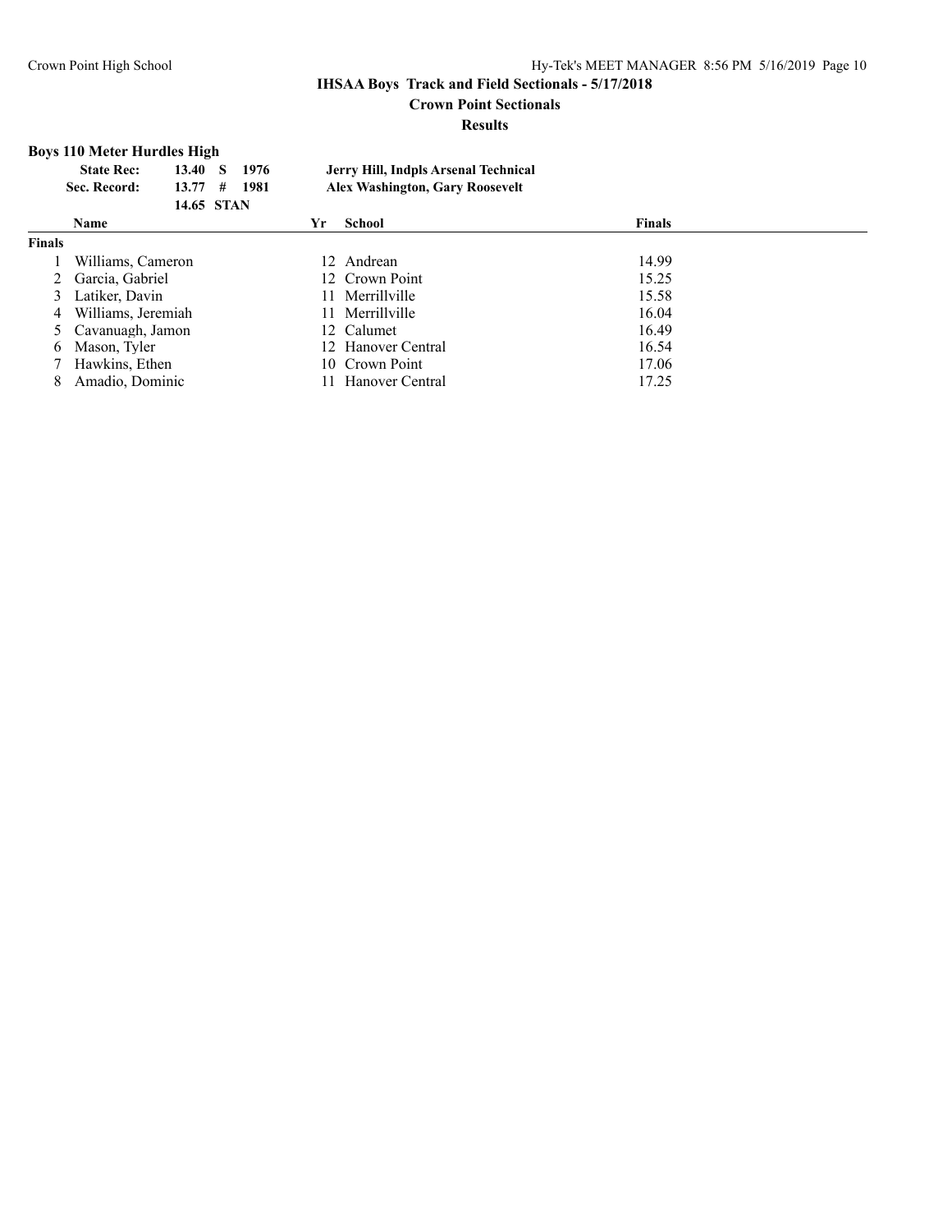**IHSAA Boys Track and Field Sectionals - 5/17/2018**

**Crown Point Sectionals**

**Results**

### Boys 110 Meter Hurdles High

| | | | |
|---|---|---|---|
| **State Rec:** | **13.40 S 1976** | **Jerry Hill, Indpls Arsenal Technical** | |
| **Sec. Record:** | **13.77 # 1981** | **Alex Washington, Gary Roosevelt** | |
| | **14.65 STAN** | | |

| | Name | Yr | School | Finals |
|---|---|---|---|---|
| **Finals** | | | | |
| 1 | Williams, Cameron | 12 | Andrean | 14.99 |
| 2 | Garcia, Gabriel | 12 | Crown Point | 15.25 |
| 3 | Latiker, Davin | 11 | Merrillville | 15.58 |
| 4 | Williams, Jeremiah | 11 | Merrillville | 16.04 |
| 5 | Cavanuagh, Jamon | 12 | Calumet | 16.49 |
| 6 | Mason, Tyler | 12 | Hanover Central | 16.54 |
| 7 | Hawkins, Ethen | 10 | Crown Point | 17.06 |
| 8 | Amadio, Dominic | 11 | Hanover Central | 17.25 |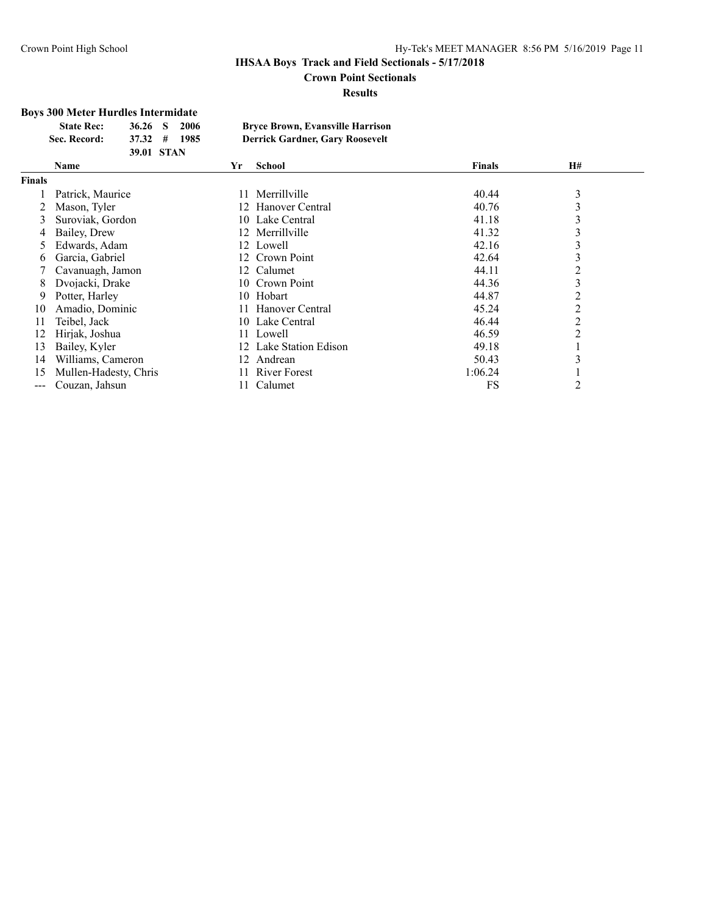# IHSAA Boys Track and Field Sectionals - 5/17/2018

## Crown Point Sectionals

### Results

**Boys 300 Meter Hurdles Intermediate**

| | | | | |
|---|---|---|---|---|
| **State Rec:** | **36.26** | **S** | **2006** | **Bryce Brown, Evansville Harrison** |
| **Sec. Record:** | **37.32** | **#** | **1985** | **Derrick Gardner, Gary Roosevelt** |
| | **39.01** | **STAN** | | |

| | Name | Yr | School | Finals | H# |
|---|---|---|---|---|---|
| **Finals** | | | | | |
| 1 | Patrick, Maurice | 11 | Merrillville | 40.44 | 3 |
| 2 | Mason, Tyler | 12 | Hanover Central | 40.76 | 3 |
| 3 | Suroviak, Gordon | 10 | Lake Central | 41.18 | 3 |
| 4 | Bailey, Drew | 12 | Merrillville | 41.32 | 3 |
| 5 | Edwards, Adam | 12 | Lowell | 42.16 | 3 |
| 6 | Garcia, Gabriel | 12 | Crown Point | 42.64 | 3 |
| 7 | Cavanuagh, Jamon | 12 | Calumet | 44.11 | 2 |
| 8 | Dvojacki, Drake | 10 | Crown Point | 44.36 | 3 |
| 9 | Potter, Harley | 10 | Hobart | 44.87 | 2 |
| 10 | Amadio, Dominic | 11 | Hanover Central | 45.24 | 2 |
| 11 | Teibel, Jack | 10 | Lake Central | 46.44 | 2 |
| 12 | Hirjak, Joshua | 11 | Lowell | 46.59 | 2 |
| 13 | Bailey, Kyler | 12 | Lake Station Edison | 49.18 | 1 |
| 14 | Williams, Cameron | 12 | Andrean | 50.43 | 3 |
| 15 | Mullen-Hadesty, Chris | 11 | River Forest | 1:06.24 | 1 |
| --- | Couzan, Jahsun | 11 | Calumet | FS | 2 |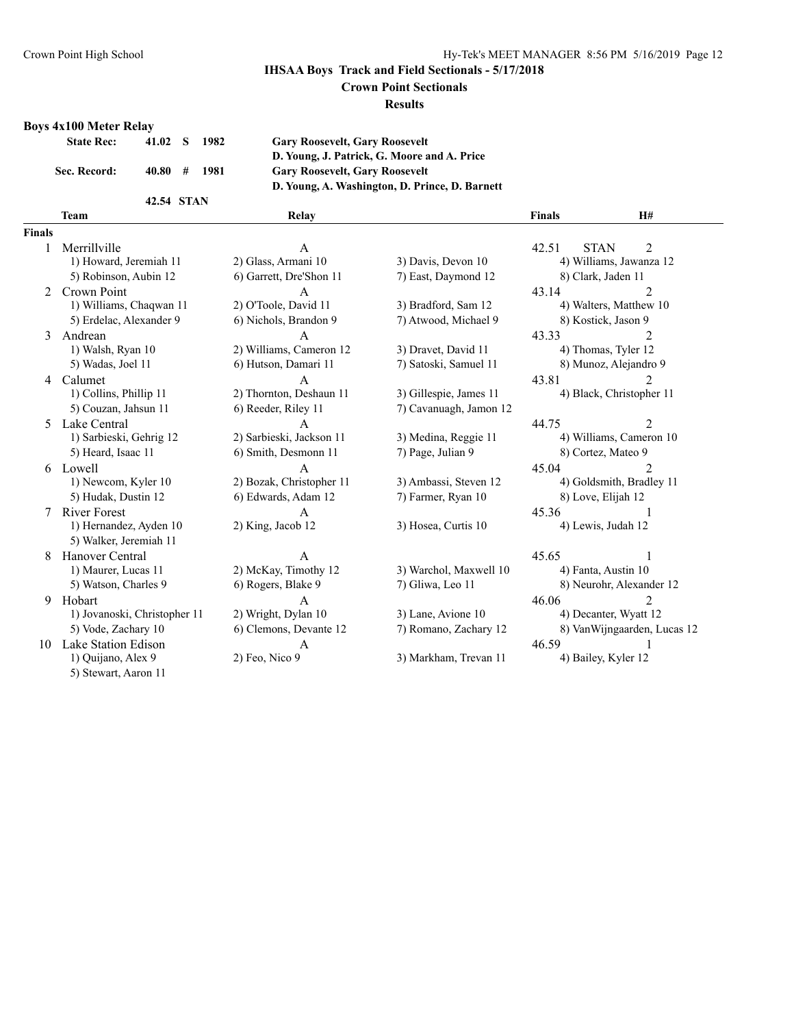## IHSAA Boys Track and Field Sectionals - 5/17/2018

### Crown Point Sectionals

### Results

**Boys 4x100 Meter Relay**

| | | | | |
|---|---|---|---|---|
| **State Rec:** | **41.02** | **S** | **1982** | **Gary Roosevelt, Gary Roosevelt** |
| | | | | **D. Young, J. Patrick, G. Moore and A. Price** |
| **Sec. Record:** | **40.80** | **#** | **1981** | **Gary Roosevelt, Gary Roosevelt** |
| | | | | **D. Young, A. Washington, D. Prince, D. Barnett** |
| | **42.54** | **STAN** | | |

| | Team | Relay | | Finals | | H# |
|---|---|---|---|---|---|---|
| **Finals** | | | | | | |
| 1 | Merrillville | A | | 42.51 | STAN | 2 |
| | 1) Howard, Jeremiah 11 | 2) Glass, Armani 10 | 3) Davis, Devon 10 | 4) Williams, Jawanza 12 | | |
| | 5) Robinson, Aubin 12 | 6) Garrett, Dre'Shon 11 | 7) East, Daymond 12 | 8) Clark, Jaden 11 | | |
| 2 | Crown Point | A | | 43.14 | | 2 |
| | 1) Williams, Chaqwan 11 | 2) O'Toole, David 11 | 3) Bradford, Sam 12 | 4) Walters, Matthew 10 | | |
| | 5) Erdelac, Alexander 9 | 6) Nichols, Brandon 9 | 7) Atwood, Michael 9 | 8) Kostick, Jason 9 | | |
| 3 | Andrean | A | | 43.33 | | 2 |
| | 1) Walsh, Ryan 10 | 2) Williams, Cameron 12 | 3) Dravet, David 11 | 4) Thomas, Tyler 12 | | |
| | 5) Wadas, Joel 11 | 6) Hutson, Damari 11 | 7) Satoski, Samuel 11 | 8) Munoz, Alejandro 9 | | |
| 4 | Calumet | A | | 43.81 | | 2 |
| | 1) Collins, Phillip 11 | 2) Thornton, Deshaun 11 | 3) Gillespie, James 11 | 4) Black, Christopher 11 | | |
| | 5) Couzan, Jahsun 11 | 6) Reeder, Riley 11 | 7) Cavanuagh, Jamon 12 | | | |
| 5 | Lake Central | A | | 44.75 | | 2 |
| | 1) Sarbieski, Gehrig 12 | 2) Sarbieski, Jackson 11 | 3) Medina, Reggie 11 | 4) Williams, Cameron 10 | | |
| | 5) Heard, Isaac 11 | 6) Smith, Desmonn 11 | 7) Page, Julian 9 | 8) Cortez, Mateo 9 | | |
| 6 | Lowell | A | | 45.04 | | 2 |
| | 1) Newcom, Kyler 10 | 2) Bozak, Christopher 11 | 3) Ambassi, Steven 12 | 4) Goldsmith, Bradley 11 | | |
| | 5) Hudak, Dustin 12 | 6) Edwards, Adam 12 | 7) Farmer, Ryan 10 | 8) Love, Elijah 12 | | |
| 7 | River Forest | A | | 45.36 | | 1 |
| | 1) Hernandez, Ayden 10 | 2) King, Jacob 12 | 3) Hosea, Curtis 10 | 4) Lewis, Judah 12 | | |
| | 5) Walker, Jeremiah 11 | | | | | |
| 8 | Hanover Central | A | | 45.65 | | 1 |
| | 1) Maurer, Lucas 11 | 2) McKay, Timothy 12 | 3) Warchol, Maxwell 10 | 4) Fanta, Austin 10 | | |
| | 5) Watson, Charles 9 | 6) Rogers, Blake 9 | 7) Gliwa, Leo 11 | 8) Neurohr, Alexander 12 | | |
| 9 | Hobart | A | | 46.06 | | 2 |
| | 1) Jovanoski, Christopher 11 | 2) Wright, Dylan 10 | 3) Lane, Avione 10 | 4) Decanter, Wyatt 12 | | |
| | 5) Vode, Zachary 10 | 6) Clemons, Devante 12 | 7) Romano, Zachary 12 | 8) VanWijngaarden, Lucas 12 | | |
| 10 | Lake Station Edison | A | | 46.59 | | 1 |
| | 1) Quijano, Alex 9 | 2) Feo, Nico 9 | 3) Markham, Trevan 11 | 4) Bailey, Kyler 12 | | |
| | 5) Stewart, Aaron 11 | | | | | |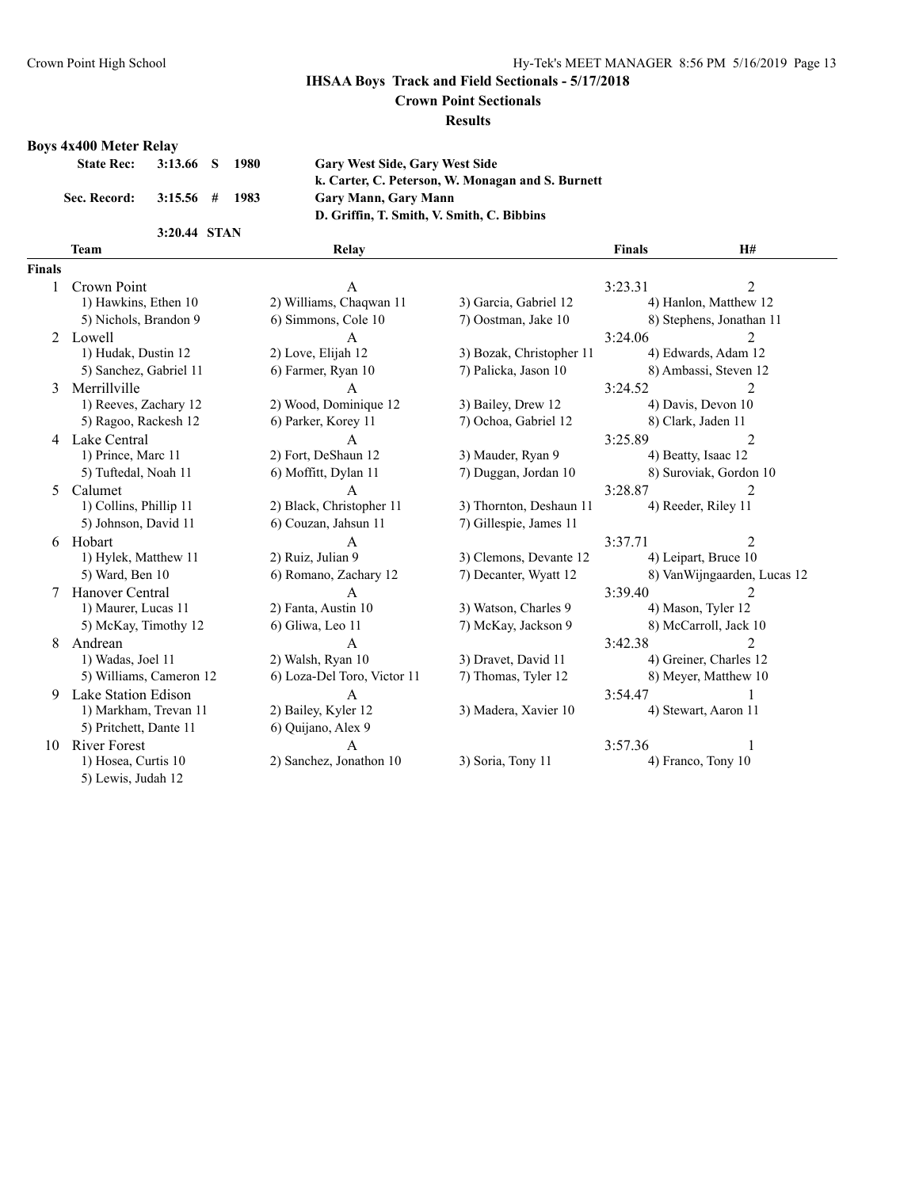# IHSAA Boys Track and Field Sectionals - 5/17/2018

## Crown Point Sectionals

### Results

**Boys 4x400 Meter Relay**

| | | | | |
|---|---|---|---|---|
| **State Rec:** | **3:13.66** | **S** | **1980** | **Gary West Side, Gary West Side** |
| | | | | **k. Carter, C. Peterson, W. Monagan and S. Burnett** |
| **Sec. Record:** | **3:15.56** | **#** | **1983** | **Gary Mann, Gary Mann** |
| | | | | **D. Griffin, T. Smith, V. Smith, C. Bibbins** |
| | **3:20.44** | **STAN** | | |

**Finals**

| Place | Team | Relay | Finals | H# |
|---|---|---|---|---|
| 1 | Crown Point | A | 3:23.31 | 2 |
| | 1) Hawkins, Ethen 10; 2) Williams, Chaqwan 11; 3) Garcia, Gabriel 12; 4) Hanlon, Matthew 12; 5) Nichols, Brandon 9; 6) Simmons, Cole 10; 7) Oostman, Jake 10; 8) Stephens, Jonathan 11 | | | |
| 2 | Lowell | A | 3:24.06 | 2 |
| | 1) Hudak, Dustin 12; 2) Love, Elijah 12; 3) Bozak, Christopher 11; 4) Edwards, Adam 12; 5) Sanchez, Gabriel 11; 6) Farmer, Ryan 10; 7) Palicka, Jason 10; 8) Ambassi, Steven 12 | | | |
| 3 | Merrillville | A | 3:24.52 | 2 |
| | 1) Reeves, Zachary 12; 2) Wood, Dominique 12; 3) Bailey, Drew 12; 4) Davis, Devon 10; 5) Ragoo, Rackesh 12; 6) Parker, Korey 11; 7) Ochoa, Gabriel 12; 8) Clark, Jaden 11 | | | |
| 4 | Lake Central | A | 3:25.89 | 2 |
| | 1) Prince, Marc 11; 2) Fort, DeShaun 12; 3) Mauder, Ryan 9; 4) Beatty, Isaac 12; 5) Tuftedal, Noah 11; 6) Moffitt, Dylan 11; 7) Duggan, Jordan 10; 8) Suroviak, Gordon 10 | | | |
| 5 | Calumet | A | 3:28.87 | 2 |
| | 1) Collins, Phillip 11; 2) Black, Christopher 11; 3) Thornton, Deshaun 11; 4) Reeder, Riley 11; 5) Johnson, David 11; 6) Couzan, Jahsun 11; 7) Gillespie, James 11 | | | |
| 6 | Hobart | A | 3:37.71 | 2 |
| | 1) Hylek, Matthew 11; 2) Ruiz, Julian 9; 3) Clemons, Devante 12; 4) Leipart, Bruce 10; 5) Ward, Ben 10; 6) Romano, Zachary 12; 7) Decanter, Wyatt 12; 8) VanWijngaarden, Lucas 12 | | | |
| 7 | Hanover Central | A | 3:39.40 | 2 |
| | 1) Maurer, Lucas 11; 2) Fanta, Austin 10; 3) Watson, Charles 9; 4) Mason, Tyler 12; 5) McKay, Timothy 12; 6) Gliwa, Leo 11; 7) McKay, Jackson 9; 8) McCarroll, Jack 10 | | | |
| 8 | Andrean | A | 3:42.38 | 2 |
| | 1) Wadas, Joel 11; 2) Walsh, Ryan 10; 3) Dravet, David 11; 4) Greiner, Charles 12; 5) Williams, Cameron 12; 6) Loza-Del Toro, Victor 11; 7) Thomas, Tyler 12; 8) Meyer, Matthew 10 | | | |
| 9 | Lake Station Edison | A | 3:54.47 | 1 |
| | 1) Markham, Trevan 11; 2) Bailey, Kyler 12; 3) Madera, Xavier 10; 4) Stewart, Aaron 11; 5) Pritchett, Dante 11; 6) Quijano, Alex 9 | | | |
| 10 | River Forest | A | 3:57.36 | 1 |
| | 1) Hosea, Curtis 10; 2) Sanchez, Jonathon 10; 3) Soria, Tony 11; 4) Franco, Tony 10; 5) Lewis, Judah 12 | | | |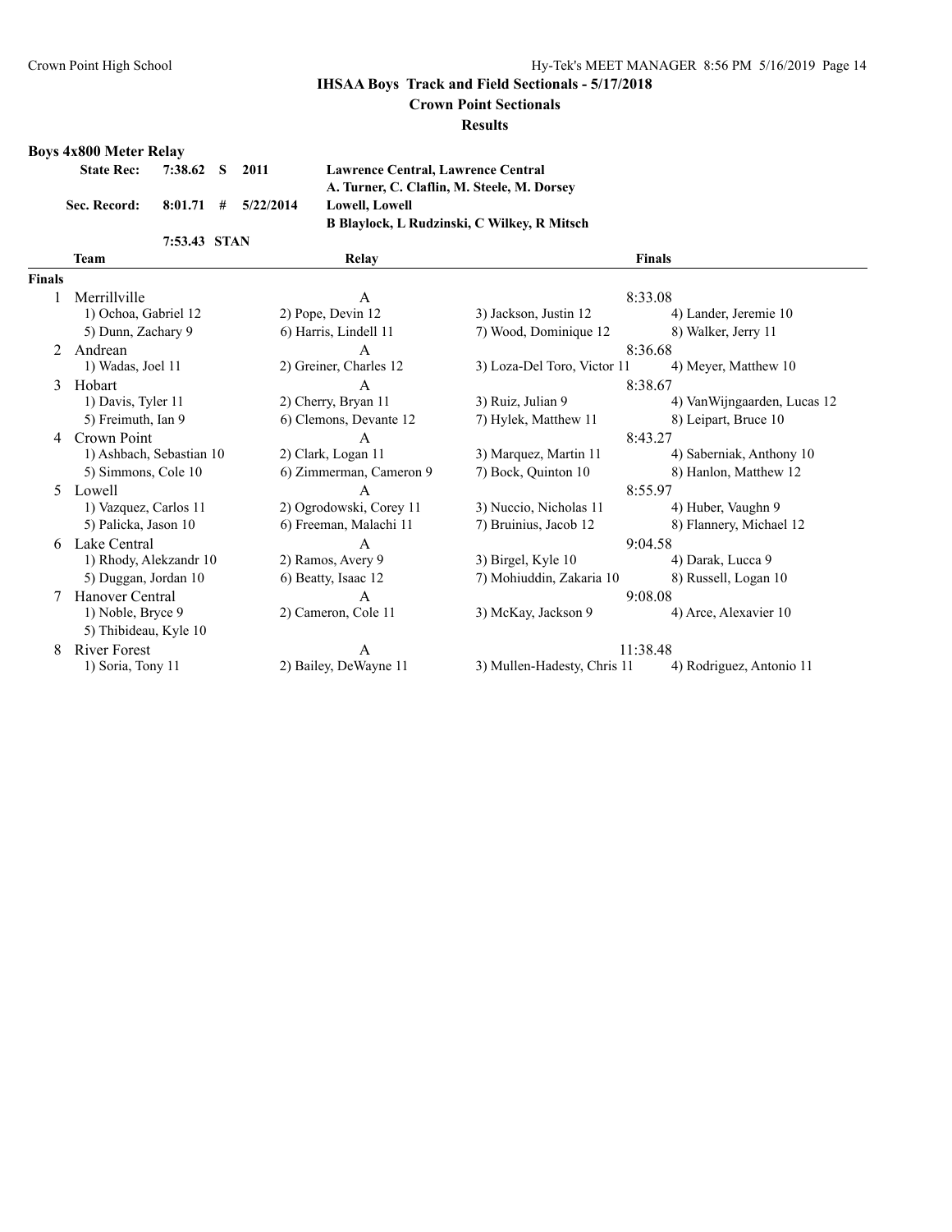IHSAA Boys Track and Field Sectionals - 5/17/2018

Crown Point Sectionals

Results

## Boys 4x800 Meter Relay

| | | | | |
|---|---|---|---|---|
| State Rec: | 7:38.62 | S | 2011 | Lawrence Central, Lawrence Central |
| | | | | A. Turner, C. Claflin, M. Steele, M. Dorsey |
| Sec. Record: | 8:01.71 | # | 5/22/2014 | Lowell, Lowell |
| | | | | B Blaylock, L Rudzinski, C Wilkey, R Mitsch |
| | 7:53.43 | STAN | | |

| | Team | Relay | Finals | |
|---|---|---|---|---|
| **Finals** | | | | |
| 1 | Merrillville | A | 8:33.08 | |
| | 1) Ochoa, Gabriel 12 | 2) Pope, Devin 12 | 3) Jackson, Justin 12 | 4) Lander, Jeremie 10 |
| | 5) Dunn, Zachary 9 | 6) Harris, Lindell 11 | 7) Wood, Dominique 12 | 8) Walker, Jerry 11 |
| 2 | Andrean | A | 8:36.68 | |
| | 1) Wadas, Joel 11 | 2) Greiner, Charles 12 | 3) Loza-Del Toro, Victor 11 | 4) Meyer, Matthew 10 |
| 3 | Hobart | A | 8:38.67 | |
| | 1) Davis, Tyler 11 | 2) Cherry, Bryan 11 | 3) Ruiz, Julian 9 | 4) VanWijngaarden, Lucas 12 |
| | 5) Freimuth, Ian 9 | 6) Clemons, Devante 12 | 7) Hylek, Matthew 11 | 8) Leipart, Bruce 10 |
| 4 | Crown Point | A | 8:43.27 | |
| | 1) Ashbach, Sebastian 10 | 2) Clark, Logan 11 | 3) Marquez, Martin 11 | 4) Saberniak, Anthony 10 |
| | 5) Simmons, Cole 10 | 6) Zimmerman, Cameron 9 | 7) Bock, Quinton 10 | 8) Hanlon, Matthew 12 |
| 5 | Lowell | A | 8:55.97 | |
| | 1) Vazquez, Carlos 11 | 2) Ogrodowski, Corey 11 | 3) Nuccio, Nicholas 11 | 4) Huber, Vaughn 9 |
| | 5) Palicka, Jason 10 | 6) Freeman, Malachi 11 | 7) Bruinius, Jacob 12 | 8) Flannery, Michael 12 |
| 6 | Lake Central | A | 9:04.58 | |
| | 1) Rhody, Alekzandr 10 | 2) Ramos, Avery 9 | 3) Birgel, Kyle 10 | 4) Darak, Lucca 9 |
| | 5) Duggan, Jordan 10 | 6) Beatty, Isaac 12 | 7) Mohiuddin, Zakaria 10 | 8) Russell, Logan 10 |
| 7 | Hanover Central | A | 9:08.08 | |
| | 1) Noble, Bryce 9 | 2) Cameron, Cole 11 | 3) McKay, Jackson 9 | 4) Arce, Alexavier 10 |
| | 5) Thibideau, Kyle 10 | | | |
| 8 | River Forest | A | 11:38.48 | |
| | 1) Soria, Tony 11 | 2) Bailey, DeWayne 11 | 3) Mullen-Hadesty, Chris 11 | 4) Rodriguez, Antonio 11 |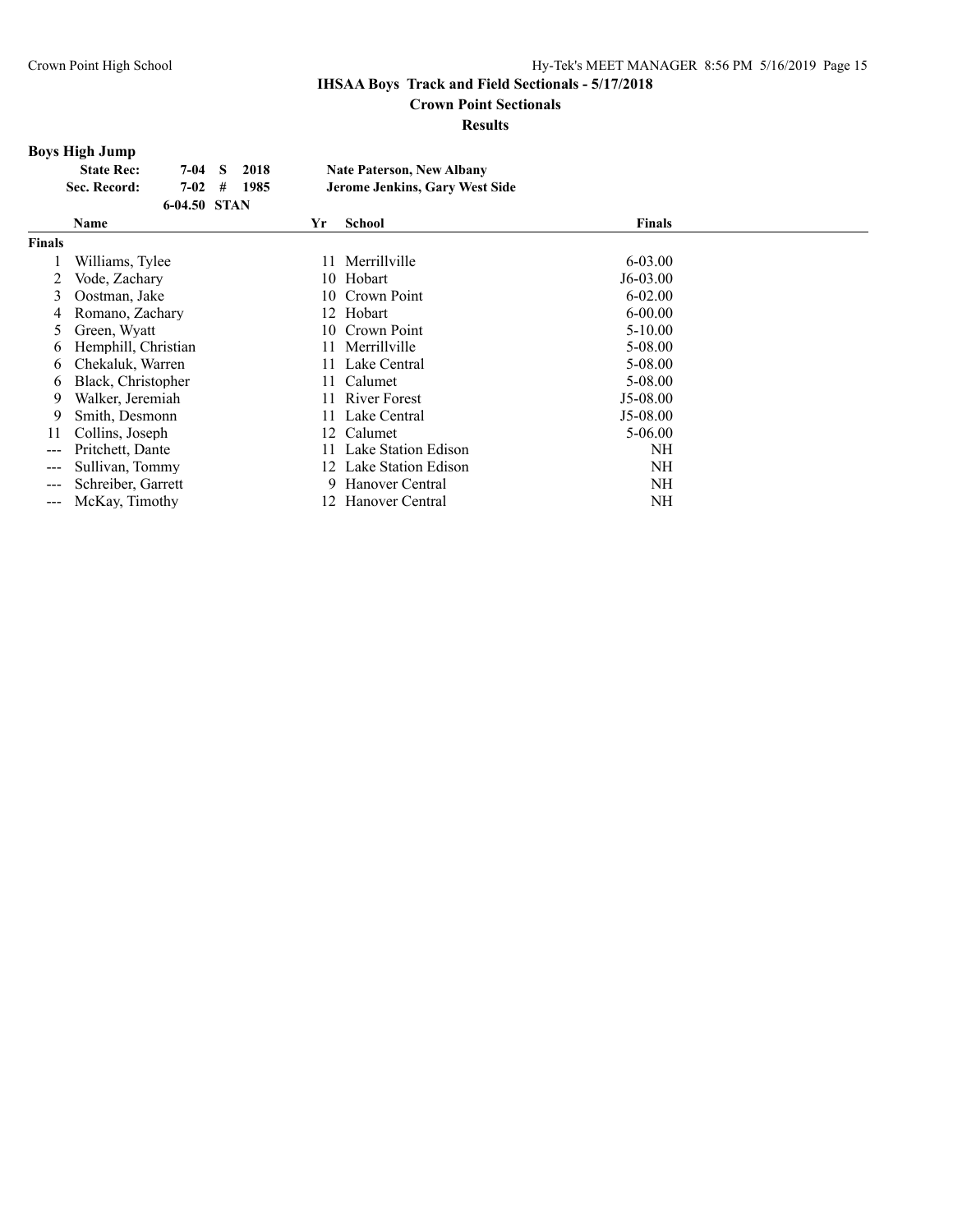IHSAA Boys Track and Field Sectionals - 5/17/2018

Crown Point Sectionals

Results

### Boys High Jump

| | | | | |
|---|---|---|---|---|
| State Rec: | 7-04 | S | 2018 | Nate Paterson, New Albany |
| Sec. Record: | 7-02 | # | 1985 | Jerome Jenkins, Gary West Side |
| | 6-04.50 | STAN | | |

| | Name | Yr | School | Finals |
|---|---|---|---|---|
| **Finals** | | | | |
| 1 | Williams, Tylee | 11 | Merrillville | 6-03.00 |
| 2 | Vode, Zachary | 10 | Hobart | J6-03.00 |
| 3 | Oostman, Jake | 10 | Crown Point | 6-02.00 |
| 4 | Romano, Zachary | 12 | Hobart | 6-00.00 |
| 5 | Green, Wyatt | 10 | Crown Point | 5-10.00 |
| 6 | Hemphill, Christian | 11 | Merrillville | 5-08.00 |
| 6 | Chekaluk, Warren | 11 | Lake Central | 5-08.00 |
| 6 | Black, Christopher | 11 | Calumet | 5-08.00 |
| 9 | Walker, Jeremiah | 11 | River Forest | J5-08.00 |
| 9 | Smith, Desmonn | 11 | Lake Central | J5-08.00 |
| 11 | Collins, Joseph | 12 | Calumet | 5-06.00 |
| --- | Pritchett, Dante | 11 | Lake Station Edison | NH |
| --- | Sullivan, Tommy | 12 | Lake Station Edison | NH |
| --- | Schreiber, Garrett | 9 | Hanover Central | NH |
| --- | McKay, Timothy | 12 | Hanover Central | NH |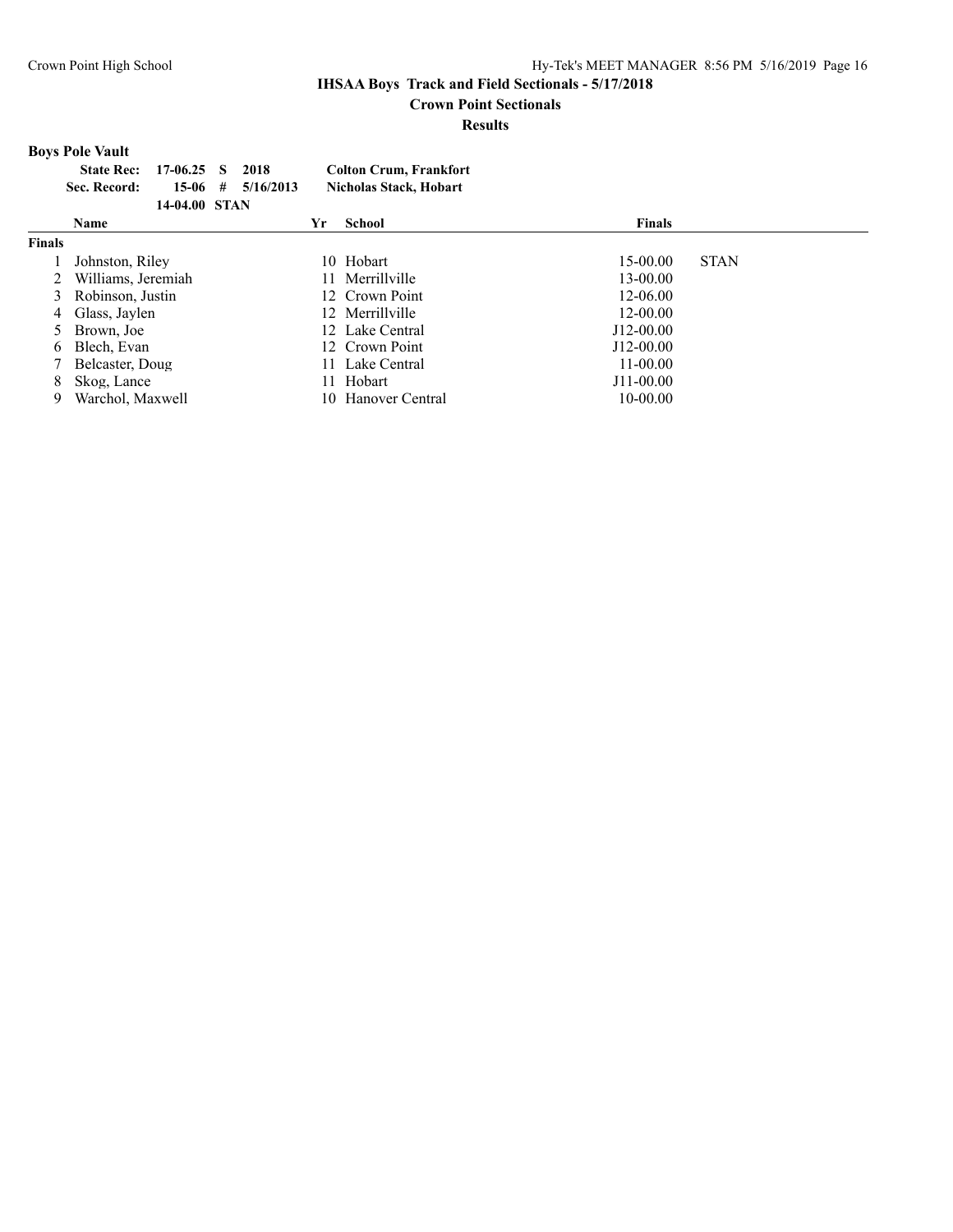## IHSAA Boys Track and Field Sectionals - 5/17/2018

### Crown Point Sectionals

### Results

**Boys Pole Vault**

| | | | | |
|---|---|---|---|---|
| **State Rec:** | **17-06.25** | **S** | **2018** | **Colton Crum, Frankfort** |
| **Sec. Record:** | **15-06** | **#** | **5/16/2013** | **Nicholas Stack, Hobart** |
| | **14-04.00** | **STAN** | | |

| | Name | Yr | School | Finals | |
|---|---|---|---|---|---|
| **Finals** | | | | | |
| 1 | Johnston, Riley | 10 | Hobart | 15-00.00 | STAN |
| 2 | Williams, Jeremiah | 11 | Merrillville | 13-00.00 | |
| 3 | Robinson, Justin | 12 | Crown Point | 12-06.00 | |
| 4 | Glass, Jaylen | 12 | Merrillville | 12-00.00 | |
| 5 | Brown, Joe | 12 | Lake Central | J12-00.00 | |
| 6 | Blech, Evan | 12 | Crown Point | J12-00.00 | |
| 7 | Belcaster, Doug | 11 | Lake Central | 11-00.00 | |
| 8 | Skog, Lance | 11 | Hobart | J11-00.00 | |
| 9 | Warchol, Maxwell | 10 | Hanover Central | 10-00.00 | |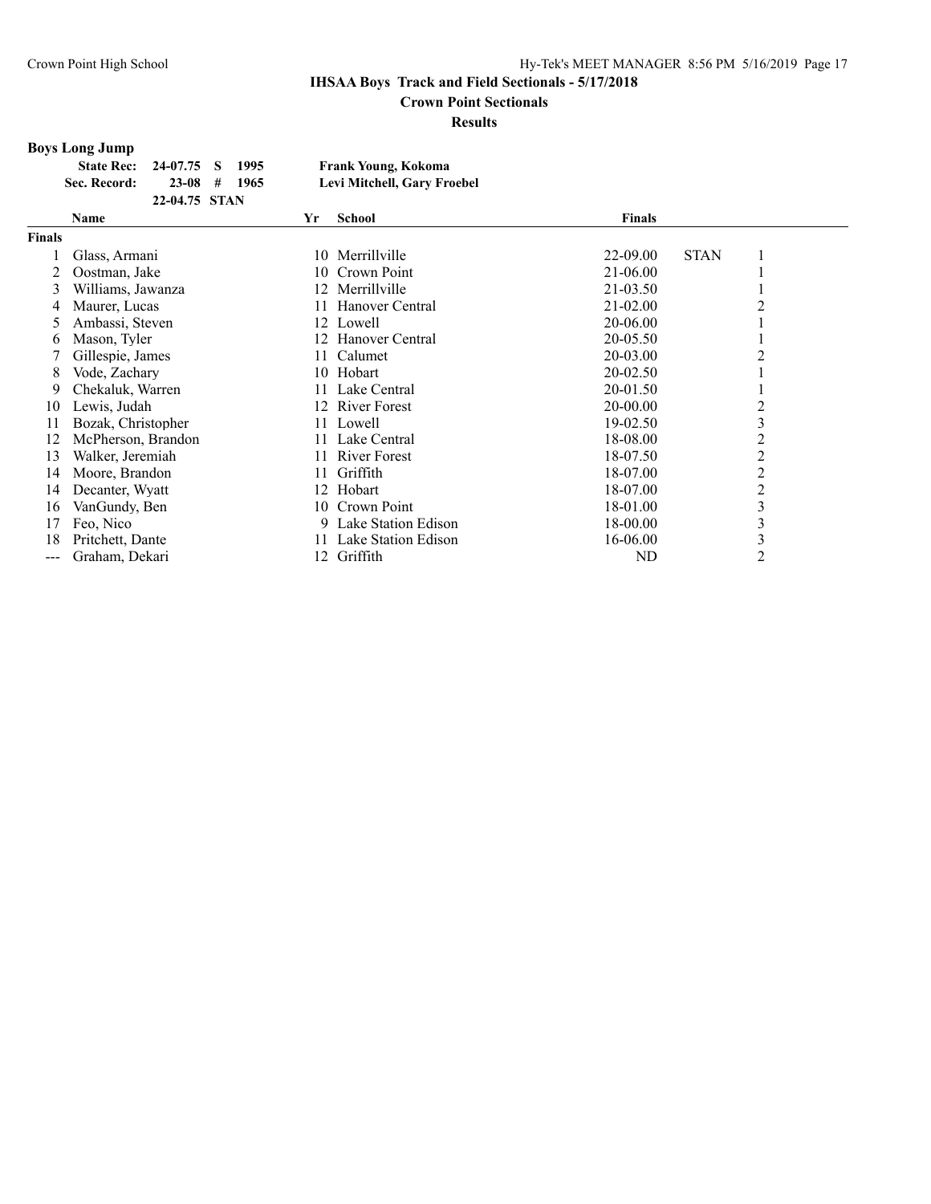# IHSAA Boys Track and Field Sectionals - 5/17/2018

## Crown Point Sectionals

### Results

**Boys Long Jump**

| | | | | |
|---|---|---|---|---|
| **State Rec:** | **24-07.75** | **S** | **1995** | **Frank Young, Kokoma** |
| **Sec. Record:** | **23-08** | **#** | **1965** | **Levi Mitchell, Gary Froebel** |
| | **22-04.75** | **STAN** | | |

| | Name | Yr | School | Finals | | |
|---|---|---|---|---|---|---|
| **Finals** | | | | | | |
| 1 | Glass, Armani | 10 | Merrillville | 22-09.00 | STAN | 1 |
| 2 | Oostman, Jake | 10 | Crown Point | 21-06.00 | | 1 |
| 3 | Williams, Jawanza | 12 | Merrillville | 21-03.50 | | 1 |
| 4 | Maurer, Lucas | 11 | Hanover Central | 21-02.00 | | 2 |
| 5 | Ambassi, Steven | 12 | Lowell | 20-06.00 | | 1 |
| 6 | Mason, Tyler | 12 | Hanover Central | 20-05.50 | | 1 |
| 7 | Gillespie, James | 11 | Calumet | 20-03.00 | | 2 |
| 8 | Vode, Zachary | 10 | Hobart | 20-02.50 | | 1 |
| 9 | Chekaluk, Warren | 11 | Lake Central | 20-01.50 | | 1 |
| 10 | Lewis, Judah | 12 | River Forest | 20-00.00 | | 2 |
| 11 | Bozak, Christopher | 11 | Lowell | 19-02.50 | | 3 |
| 12 | McPherson, Brandon | 11 | Lake Central | 18-08.00 | | 2 |
| 13 | Walker, Jeremiah | 11 | River Forest | 18-07.50 | | 2 |
| 14 | Moore, Brandon | 11 | Griffith | 18-07.00 | | 2 |
| 14 | Decanter, Wyatt | 12 | Hobart | 18-07.00 | | 2 |
| 16 | VanGundy, Ben | 10 | Crown Point | 18-01.00 | | 3 |
| 17 | Feo, Nico | 9 | Lake Station Edison | 18-00.00 | | 3 |
| 18 | Pritchett, Dante | 11 | Lake Station Edison | 16-06.00 | | 3 |
| --- | Graham, Dekari | 12 | Griffith | ND | | 2 |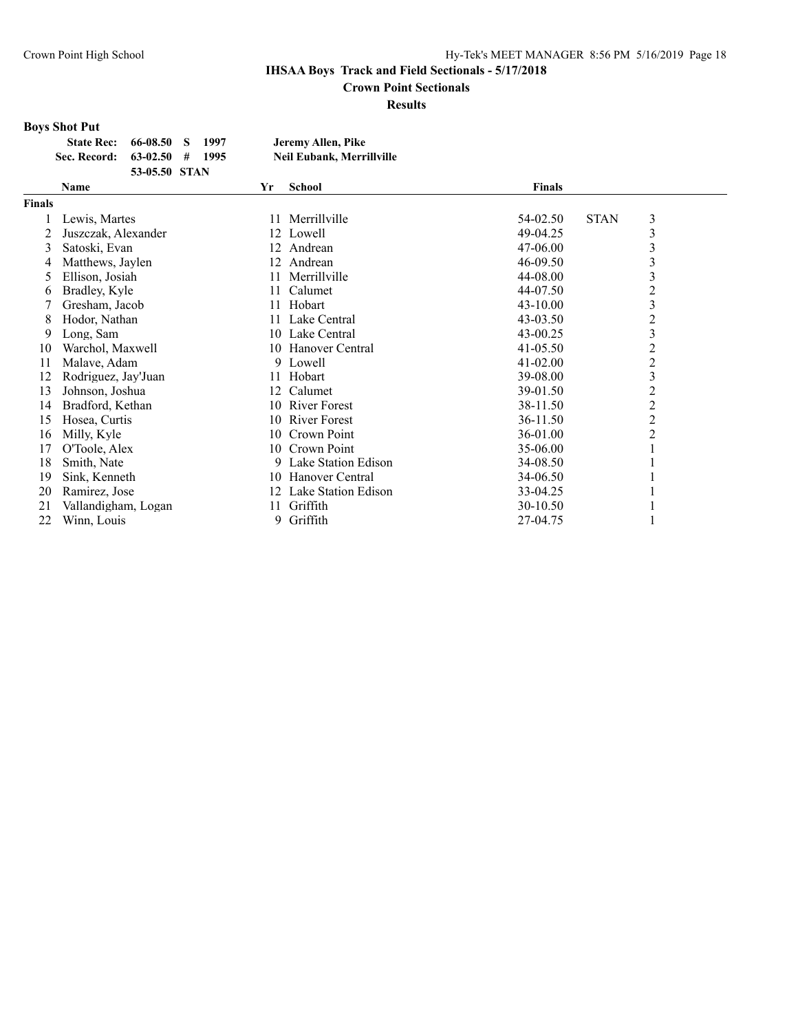**IHSAA Boys Track and Field Sectionals - 5/17/2018**

**Crown Point Sectionals**

**Results**

**Boys Shot Put**

| | | | | |
|---|---|---|---|---|
| **State Rec:** | **66-08.50** | **S** | **1997** | **Jeremy Allen, Pike** |
| **Sec. Record:** | **63-02.50** | **#** | **1995** | **Neil Eubank, Merrillville** |
| | **53-05.50** | **STAN** | | |

| | Name | Yr | School | Finals | | |
|---|---|---|---|---|---|---|
| **Finals** | | | | | | |
| 1 | Lewis, Martes | 11 | Merrillville | 54-02.50 | STAN | 3 |
| 2 | Juszczak, Alexander | 12 | Lowell | 49-04.25 | | 3 |
| 3 | Satoski, Evan | 12 | Andrean | 47-06.00 | | 3 |
| 4 | Matthews, Jaylen | 12 | Andrean | 46-09.50 | | 3 |
| 5 | Ellison, Josiah | 11 | Merrillville | 44-08.00 | | 3 |
| 6 | Bradley, Kyle | 11 | Calumet | 44-07.50 | | 2 |
| 7 | Gresham, Jacob | 11 | Hobart | 43-10.00 | | 3 |
| 8 | Hodor, Nathan | 11 | Lake Central | 43-03.50 | | 2 |
| 9 | Long, Sam | 10 | Lake Central | 43-00.25 | | 3 |
| 10 | Warchol, Maxwell | 10 | Hanover Central | 41-05.50 | | 2 |
| 11 | Malave, Adam | 9 | Lowell | 41-02.00 | | 2 |
| 12 | Rodriguez, Jay'Juan | 11 | Hobart | 39-08.00 | | 3 |
| 13 | Johnson, Joshua | 12 | Calumet | 39-01.50 | | 2 |
| 14 | Bradford, Kethan | 10 | River Forest | 38-11.50 | | 2 |
| 15 | Hosea, Curtis | 10 | River Forest | 36-11.50 | | 2 |
| 16 | Milly, Kyle | 10 | Crown Point | 36-01.00 | | 2 |
| 17 | O'Toole, Alex | 10 | Crown Point | 35-06.00 | | 1 |
| 18 | Smith, Nate | 9 | Lake Station Edison | 34-08.50 | | 1 |
| 19 | Sink, Kenneth | 10 | Hanover Central | 34-06.50 | | 1 |
| 20 | Ramirez, Jose | 12 | Lake Station Edison | 33-04.25 | | 1 |
| 21 | Vallandigham, Logan | 11 | Griffith | 30-10.50 | | 1 |
| 22 | Winn, Louis | 9 | Griffith | 27-04.75 | | 1 |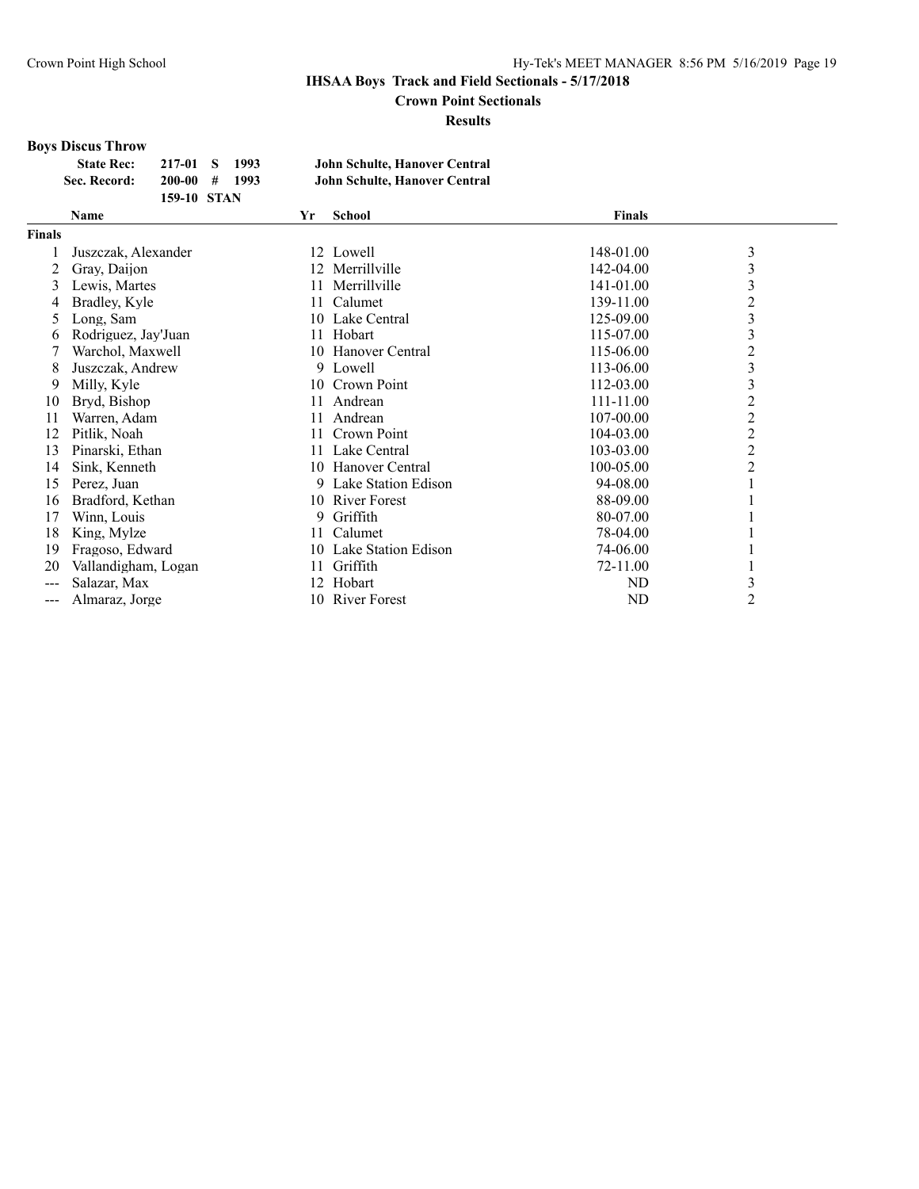**IHSAA Boys Track and Field Sectionals - 5/17/2018**

**Crown Point Sectionals**

**Results**

**Boys Discus Throw**

| | | | |
|---|---|---|---|
| **State Rec:** | **217-01 S 1993** | **John Schulte, Hanover Central** | |
| **Sec. Record:** | **200-00 # 1993** | **John Schulte, Hanover Central** | |
| | **159-10 STAN** | | |

| | Name | Yr | School | Finals | |
|---|---|---|---|---|---|
| **Finals** | | | | | |
| 1 | Juszczak, Alexander | 12 | Lowell | 148-01.00 | 3 |
| 2 | Gray, Daijon | 12 | Merrillville | 142-04.00 | 3 |
| 3 | Lewis, Martes | 11 | Merrillville | 141-01.00 | 3 |
| 4 | Bradley, Kyle | 11 | Calumet | 139-11.00 | 2 |
| 5 | Long, Sam | 10 | Lake Central | 125-09.00 | 3 |
| 6 | Rodriguez, Jay'Juan | 11 | Hobart | 115-07.00 | 3 |
| 7 | Warchol, Maxwell | 10 | Hanover Central | 115-06.00 | 2 |
| 8 | Juszczak, Andrew | 9 | Lowell | 113-06.00 | 3 |
| 9 | Milly, Kyle | 10 | Crown Point | 112-03.00 | 3 |
| 10 | Bryd, Bishop | 11 | Andrean | 111-11.00 | 2 |
| 11 | Warren, Adam | 11 | Andrean | 107-00.00 | 2 |
| 12 | Pitlik, Noah | 11 | Crown Point | 104-03.00 | 2 |
| 13 | Pinarski, Ethan | 11 | Lake Central | 103-03.00 | 2 |
| 14 | Sink, Kenneth | 10 | Hanover Central | 100-05.00 | 2 |
| 15 | Perez, Juan | 9 | Lake Station Edison | 94-08.00 | 1 |
| 16 | Bradford, Kethan | 10 | River Forest | 88-09.00 | 1 |
| 17 | Winn, Louis | 9 | Griffith | 80-07.00 | 1 |
| 18 | King, Mylze | 11 | Calumet | 78-04.00 | 1 |
| 19 | Fragoso, Edward | 10 | Lake Station Edison | 74-06.00 | 1 |
| 20 | Vallandigham, Logan | 11 | Griffith | 72-11.00 | 1 |
| --- | Salazar, Max | 12 | Hobart | ND | 3 |
| --- | Almaraz, Jorge | 10 | River Forest | ND | 2 |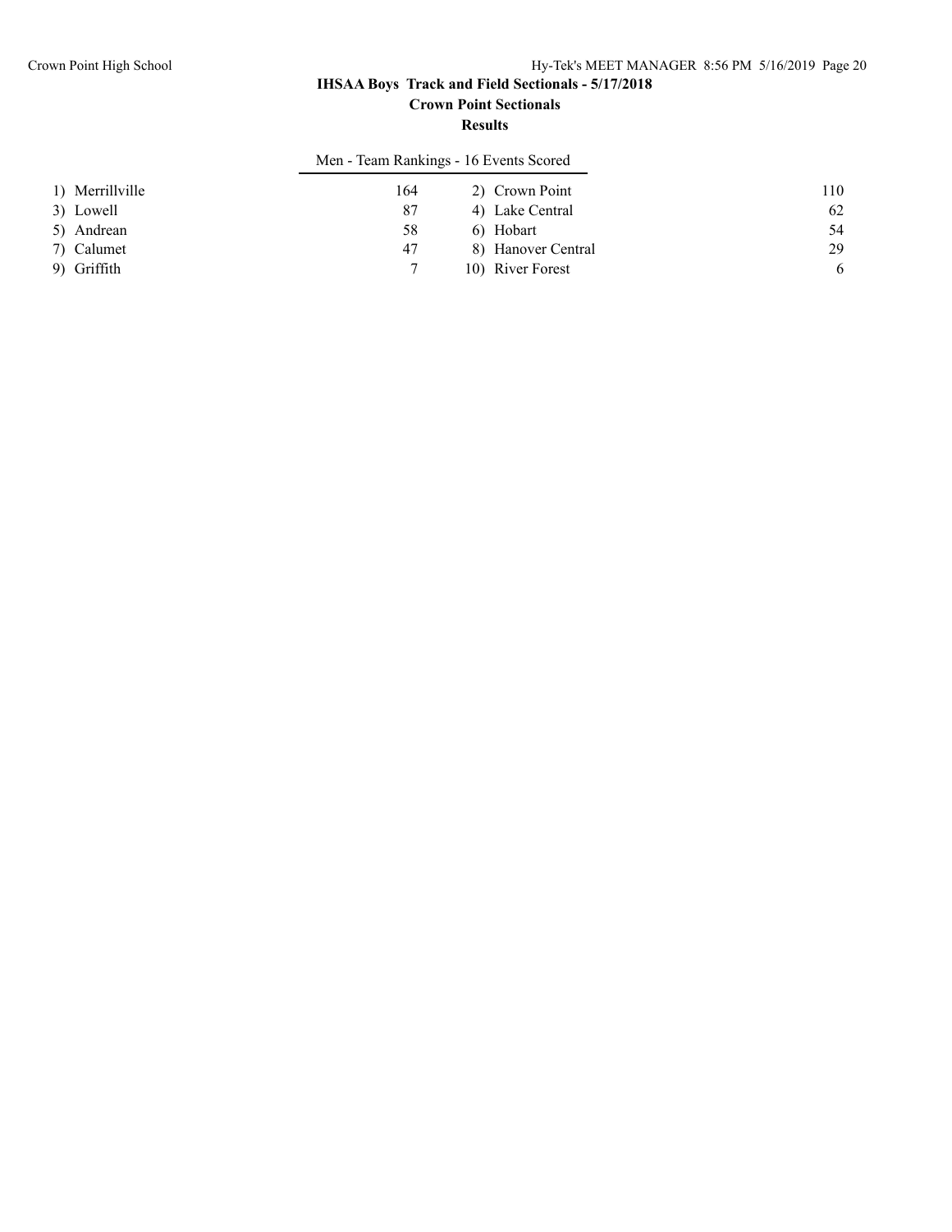**IHSAA Boys Track and Field Sectionals - 5/17/2018**

**Crown Point Sectionals**

**Results**

Men - Team Rankings - 16 Events Scored

| | | | |
|---|---|---|---|
| 1) Merrillville | 164 | 2) Crown Point | 110 |
| 3) Lowell | 87 | 4) Lake Central | 62 |
| 5) Andrean | 58 | 6) Hobart | 54 |
| 7) Calumet | 47 | 8) Hanover Central | 29 |
| 9) Griffith | 7 | 10) River Forest | 6 |